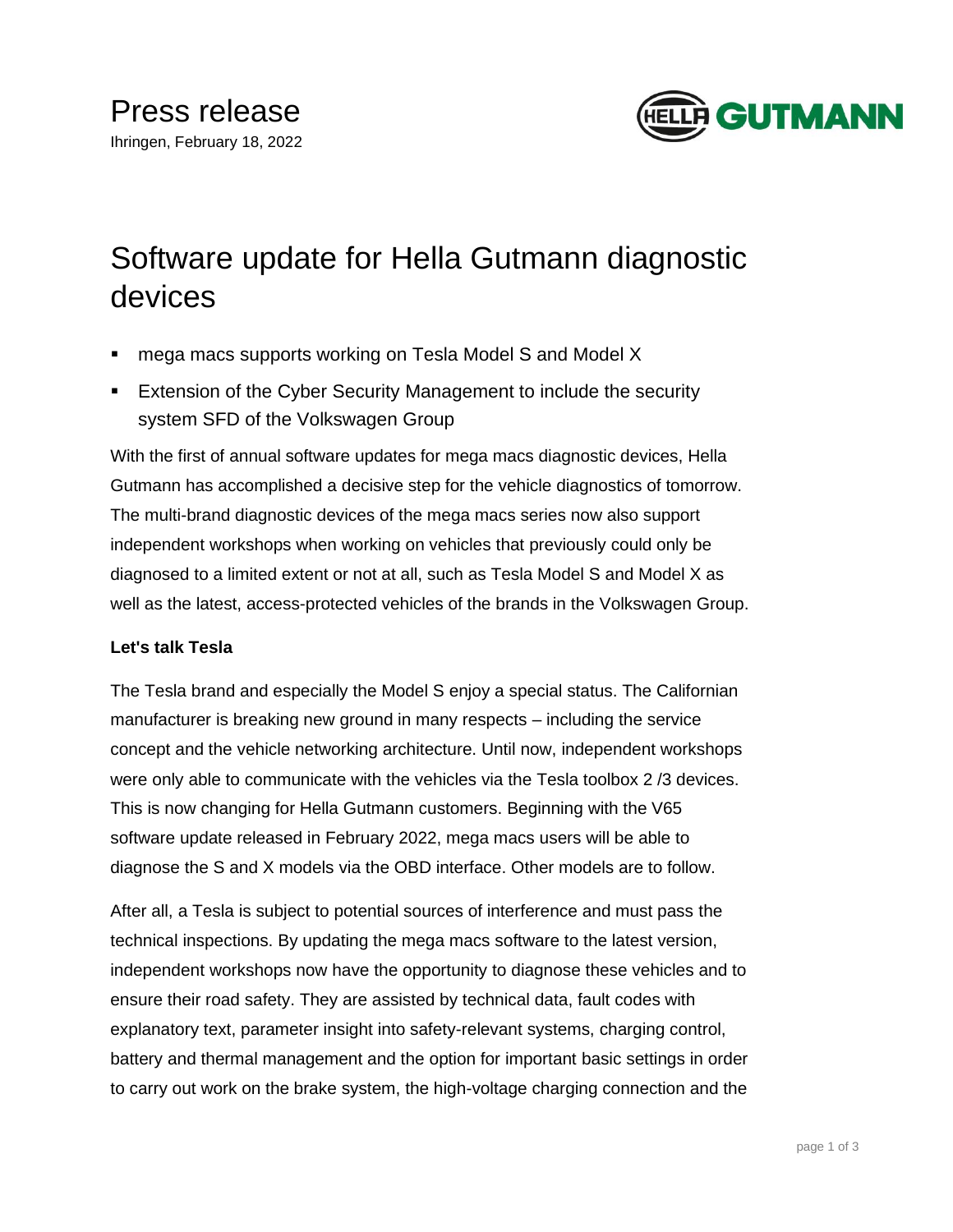Press release

Ihringen, February 18, 2022

# Software update for Hella Gutmann diagnostic devices

- mega macs supports working on Tesla Model S and Model X
- Extension of the Cyber Security Management to include the security system SFD of the Volkswagen Group

With the first of annual software updates for mega macs diagnostic devices, Hella Gutmann has accomplished a decisive step for the vehicle diagnostics of tomorrow. The multi-brand diagnostic devices of the mega macs series now also support independent workshops when working on vehicles that previously could only be diagnosed to a limited extent or not at all, such as Tesla Model S and Model X as well as the latest, access-protected vehicles of the brands in the Volkswagen Group.

**Let's talk Tesla**

The Tesla brand and especially the Model S enjoy a special status. The Californian manufacturer is breaking new ground in many respects – including the service concept and the vehicle networking architecture. Until now, independent workshops were only able to communicate with the vehicles via the Tesla toolbox 2 /3 devices. This is now changing for Hella Gutmann customers. Beginning with the V65 software update released in February 2022, mega macs users will be able to diagnose the S and X models via the OBD interface. Other models are to follow.

After all, a Tesla is subject to potential sources of interference and must pass the technical inspections. By updating the mega macs software to the latest version, independent workshops now have the opportunity to diagnose these vehicles and to ensure their road safety. They are assisted by technical data, fault codes with explanatory text, parameter insight into safety-relevant systems, charging control, battery and thermal management and the option for important basic settings in order to carry out work on the brake system, the high-voltage charging connection and the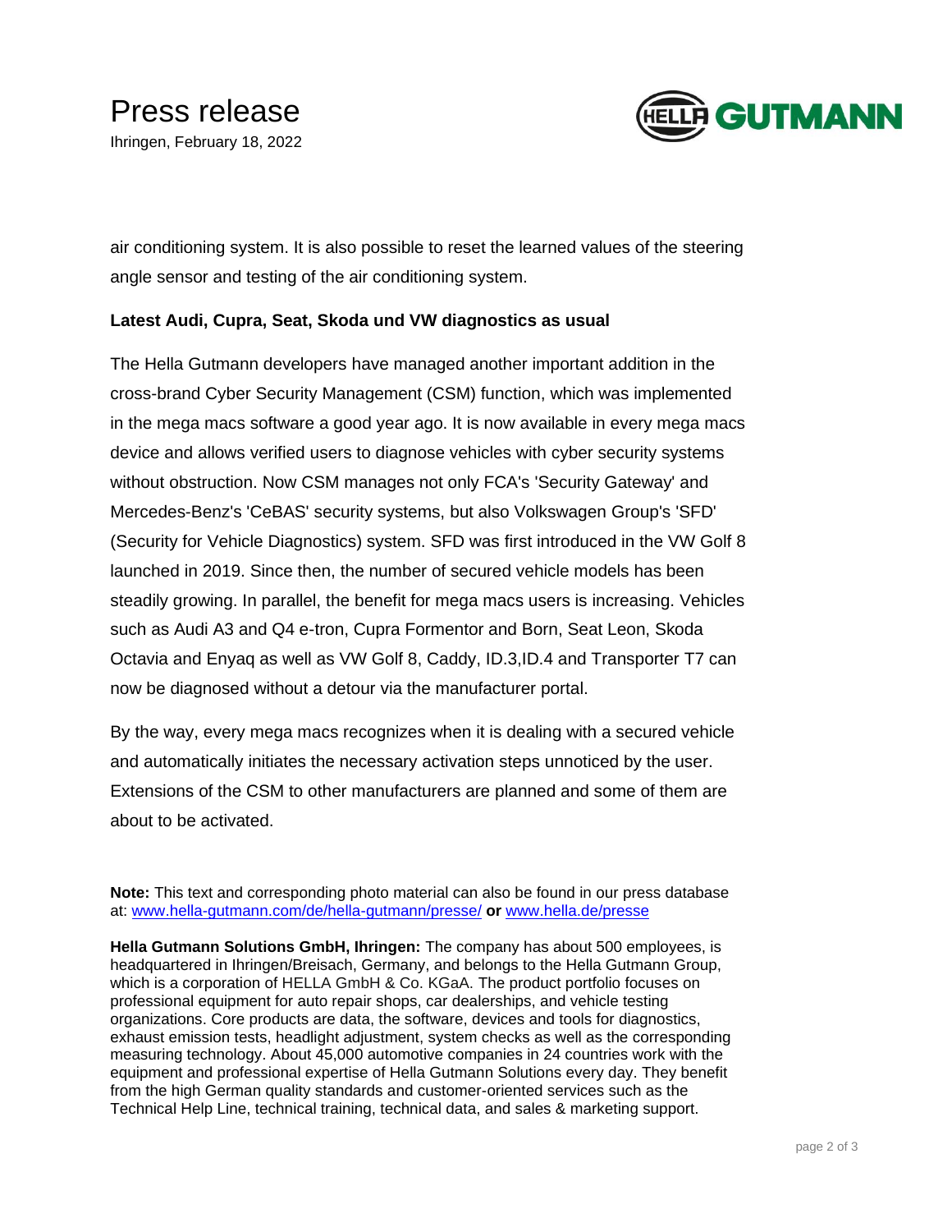air conditioning system. It is also possible to reset the learned values of the steering angle sensor and testing of the air conditioning system.

**Latest Audi, Cupra, Seat, Skoda und VW diagnostics as usual**

The Hella Gutmann developers have managed another important addition in the cross-brand Cyber Security Management (CSM) function, which was implemented in the mega macs software a good year ago. It is now available in every mega macs device and allows verified users to diagnose vehicles with cyber security systems without obstruction. Now CSM manages not only FCA's 'Security Gateway' and Mercedes-Benz's 'CeBAS' security systems, but also Volkswagen Group's 'SFD' (Security for Vehicle Diagnostics) system. SFD was first introduced in the VW Golf 8 launched in 2019. Since then, the number of secured vehicle models has been steadily growing. In parallel, the benefit for mega macs users is increasing. Vehicles such as Audi A3 and Q4 e-tron, Cupra Formentor and Born, Seat Leon, Skoda Octavia and Enyaq as well as VW Golf 8, Caddy, ID.3,ID.4 and Transporter T7 can now be diagnosed without a detour via the manufacturer portal.

By the way, every mega macs recognizes when it is dealing with a secured vehicle and automatically initiates the necessary activation steps unnoticed by the user. Extensions of the CSM to other manufacturers are planned and some of them are about to be activated.

**Note:** This text and corresponding photo material can also be found in our press database at: [www.hella-gutmann.com/de/hella-gutmann/presse/](www.hella-gutmann.com/de/hella-gutmann/presse/) **or** [www.hella.de/presse](www.hella.de/presse)

**Hella Gutmann Solutions GmbH, Ihringen:** The company has about 500 employees, is headquartered in Ihringen/Breisach, Germany, and belongs to the Hella Gutmann Group, which is a corporation of HELLA GmbH & Co. KGaA. The product portfolio focuses on professional equipment for auto repair shops, car dealerships, and vehicle testing organizations. Core products are data, the software, devices and tools for diagnostics, exhaust emission tests, headlight adjustment, system checks as well as the corresponding measuring technology. About 45,000 automotive companies in 24 countries work with the equipment and professional expertise of Hella Gutmann Solutions every day. They benefit from the high German quality standards and customer-oriented services such as the Technical Help Line, technical training, technical data, and sales & marketing support.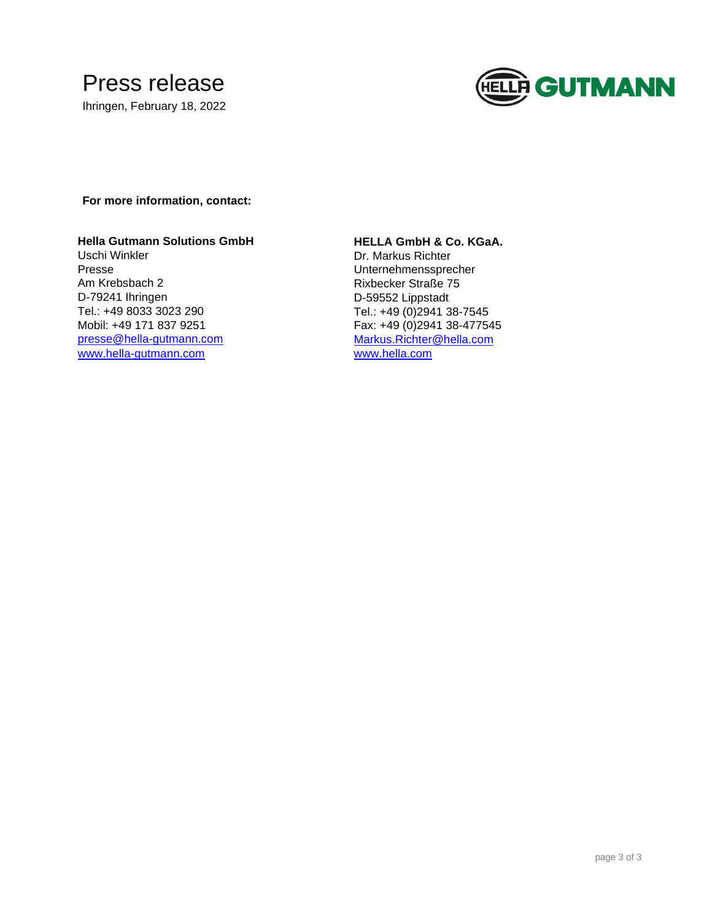# Press release

Ihringen, February 18, 2022

**For more information, contact:**

**Hella Gutmann Solutions GmbH**
Uschi Winkler
Presse
Am Krebsbach 2
D-79241 Ihringen
Tel.: +49 8033 3023 290
Mobil: +49 171 837 9251
presse@hella-gutmann.com
www.hella-gutmann.com

**HELLA GmbH & Co. KGaA.**
Dr. Markus Richter
Unternehmenssprecher
Rixbecker Straße 75
D-59552 Lippstadt
Tel.: +49 (0)2941 38-7545
Fax: +49 (0)2941 38-477545
Markus.Richter@hella.com
www.hella.com